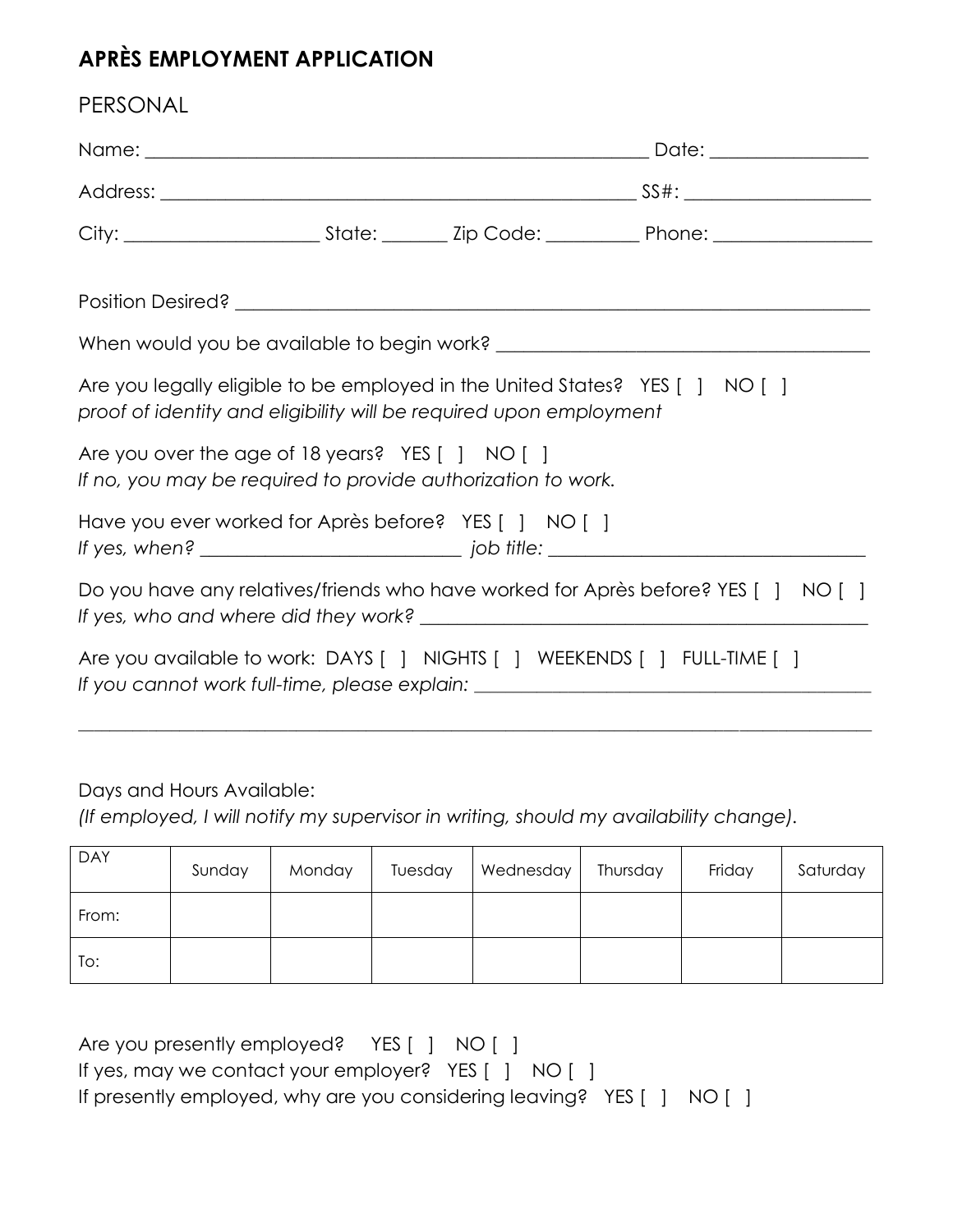# APRÈS EMPLOYMENT APPLICATION

## PERSONAL

Name: ____________________________________________________ Date: _______________

Address: _______________________________________________ SS#: __________________

City: ___________________ State: _______ Zip Code: _________ Phone: _______________

Position Desired? ______________________________________________________________

When would you be available to begin work? ____________________________________

Are you legally eligible to be employed in the United States? YES [ ] NO [ ]
*proof of identity and eligibility will be required upon employment*

Are you over the age of 18 years? YES [ ] NO [ ]
*If no, you may be required to provide authorization to work.*

Have you ever worked for Après before? YES [ ] NO [ ]
*If yes, when?* __________________________ *job title:* ________________________________

Do you have any relatives/friends who have worked for Après before? YES [ ] NO [ ]
*If yes, who and where did they work?* ___________________________________________

Are you available to work: DAYS [ ] NIGHTS [ ] WEEKENDS [ ] FULL-TIME [ ]
*If you cannot work full-time, please explain:* _______________________________________

_____________________________________________________________________________

Days and Hours Available:
*(If employed, I will notify my supervisor in writing, should my availability change).*

| DAY | Sunday | Monday | Tuesday | Wednesday | Thursday | Friday | Saturday |
| --- | --- | --- | --- | --- | --- | --- | --- |
| From: | | | | | | | |
| To: | | | | | | | |

Are you presently employed? YES [ ] NO [ ]
If yes, may we contact your employer? YES [ ] NO [ ]
If presently employed, why are you considering leaving? YES [ ] NO [ ]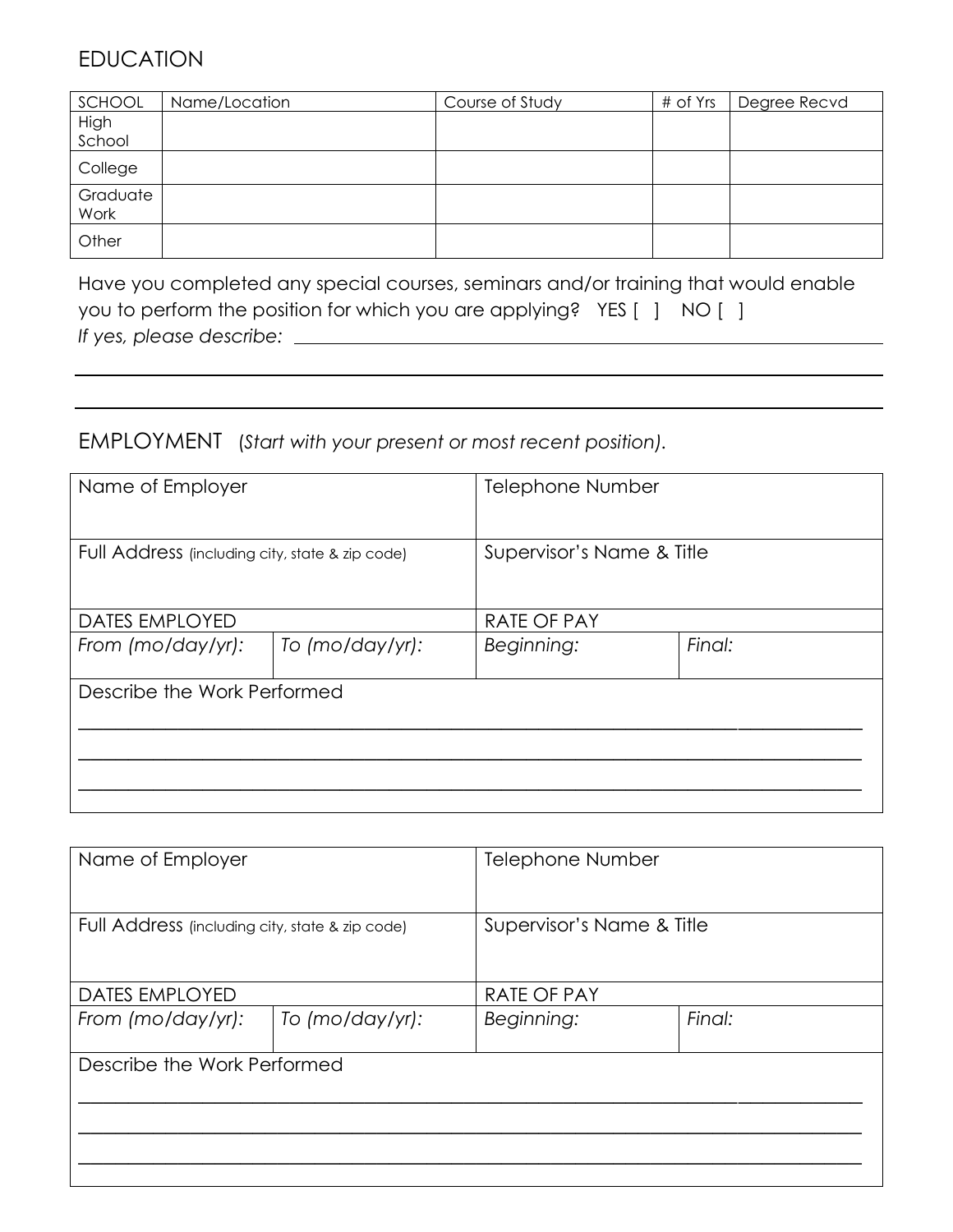## EDUCATION

| SCHOOL | Name/Location | Course of Study | # of Yrs | Degree Recvd |
|---|---|---|---|---|
| High School | | | | |
| College | | | | |
| Graduate Work | | | | |
| Other | | | | |

Have you completed any special courses, seminars and/or training that would enable you to perform the position for which you are applying? YES [ ] NO [ ]
*If yes, please describe:* ______________________________________________

______________________________________________________________________

______________________________________________________________________

## EMPLOYMENT (*Start with your present or most recent position).*

| Name of Employer | | Telephone Number | |
|---|---|---|---|
| Full Address (including city, state & zip code) | | Supervisor's Name & Title | |
| DATES EMPLOYED | | RATE OF PAY | |
| *From (mo/day/yr):* | *To (mo/day/yr):* | *Beginning:* | *Final:* |
| Describe the Work Performed | | | |

______________________________________________________________________

______________________________________________________________________

______________________________________________________________________

| Name of Employer | | Telephone Number | |
|---|---|---|---|
| Full Address (including city, state & zip code) | | Supervisor's Name & Title | |
| DATES EMPLOYED | | RATE OF PAY | |
| *From (mo/day/yr):* | *To (mo/day/yr):* | *Beginning:* | *Final:* |
| Describe the Work Performed | | | |

______________________________________________________________________

______________________________________________________________________

______________________________________________________________________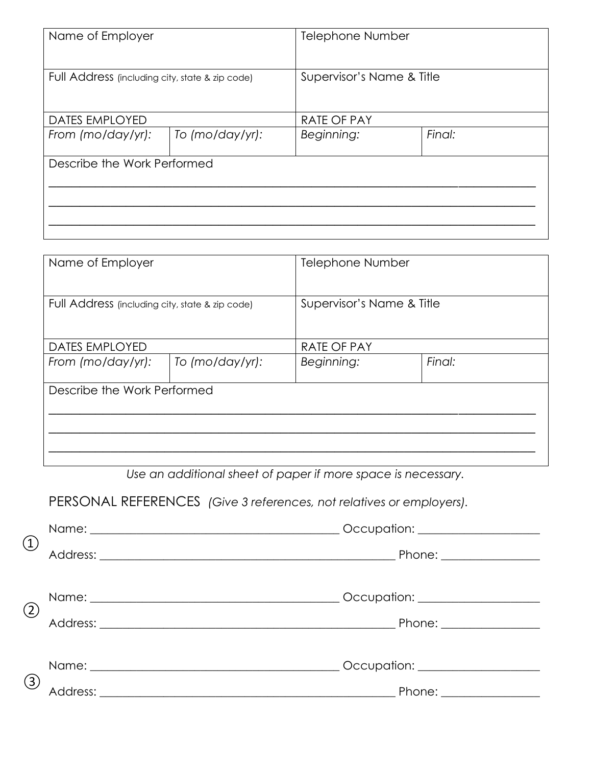| Name of Employer | | Telephone Number | |
|---|---|---|---|
| Full Address (including city, state & zip code) | | Supervisor's Name & Title | |
| DATES EMPLOYED | | RATE OF PAY | |
| *From (mo/day/yr):* | *To (mo/day/yr):* | *Beginning:* | *Final:* |
| Describe the Work Performed | | | |

| Name of Employer | | Telephone Number | |
|---|---|---|---|
| Full Address (including city, state & zip code) | | Supervisor's Name & Title | |
| DATES EMPLOYED | | RATE OF PAY | |
| *From (mo/day/yr):* | *To (mo/day/yr):* | *Beginning:* | *Final:* |
| Describe the Work Performed | | | |

*Use an additional sheet of paper if more space is necessary.*

PERSONAL REFERENCES *(Give 3 references, not relatives or employers).*

① Name: ______________________________ Occupation: ____________________

Address: ______________________________ Phone: ________________

② Name: ______________________________ Occupation: ____________________

Address: ______________________________ Phone: ________________

③ Name: ______________________________ Occupation: ____________________

Address: ______________________________ Phone: ________________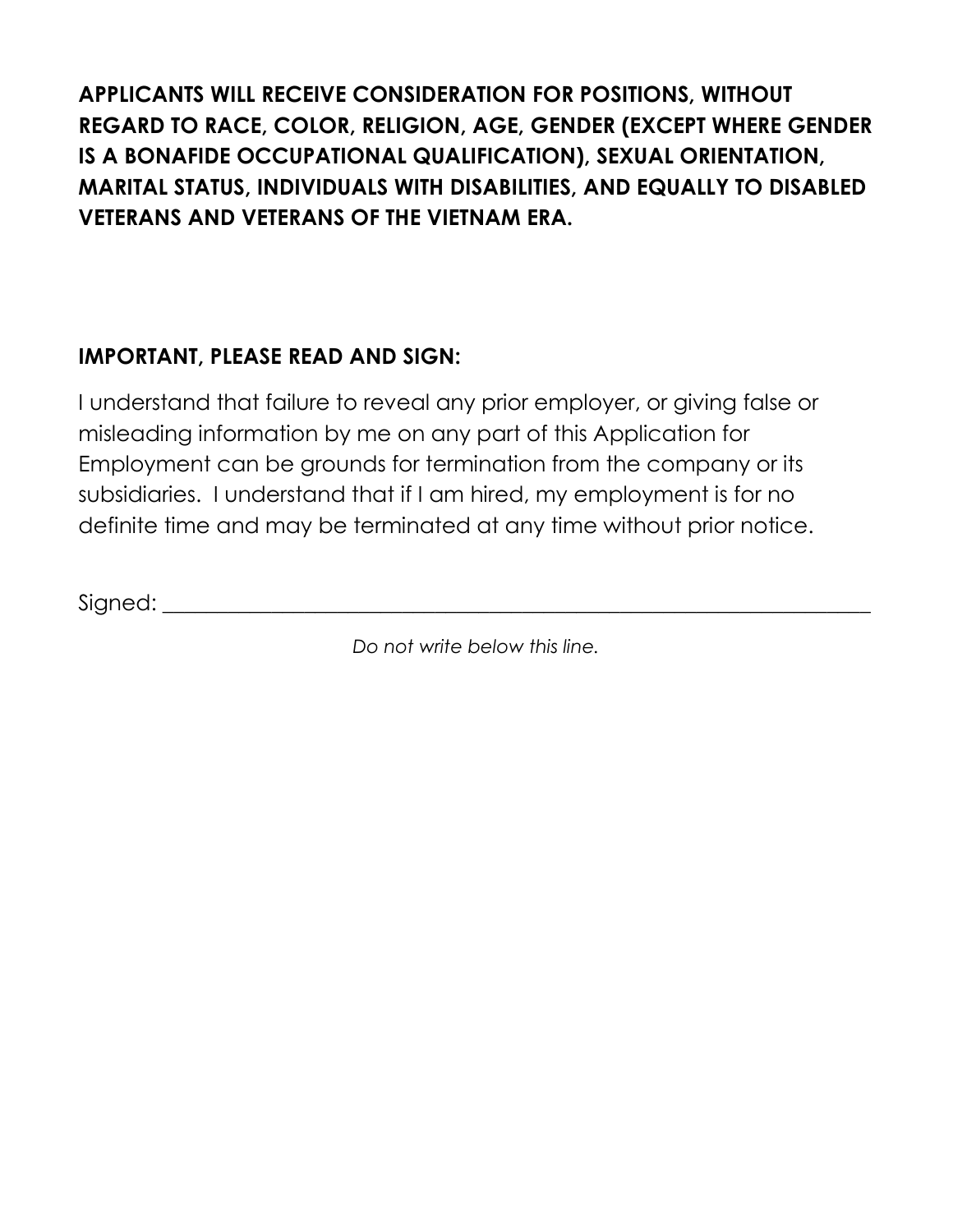**APPLICANTS WILL RECEIVE CONSIDERATION FOR POSITIONS, WITHOUT REGARD TO RACE, COLOR, RELIGION, AGE, GENDER (EXCEPT WHERE GENDER IS A BONAFIDE OCCUPATIONAL QUALIFICATION), SEXUAL ORIENTATION, MARITAL STATUS, INDIVIDUALS WITH DISABILITIES, AND EQUALLY TO DISABLED VETERANS AND VETERANS OF THE VIETNAM ERA.**

**IMPORTANT, PLEASE READ AND SIGN:**

I understand that failure to reveal any prior employer, or giving false or misleading information by me on any part of this Application for Employment can be grounds for termination from the company or its subsidiaries. I understand that if I am hired, my employment is for no definite time and may be terminated at any time without prior notice.

Signed: ___________________________________________________________________

*Do not write below this line.*